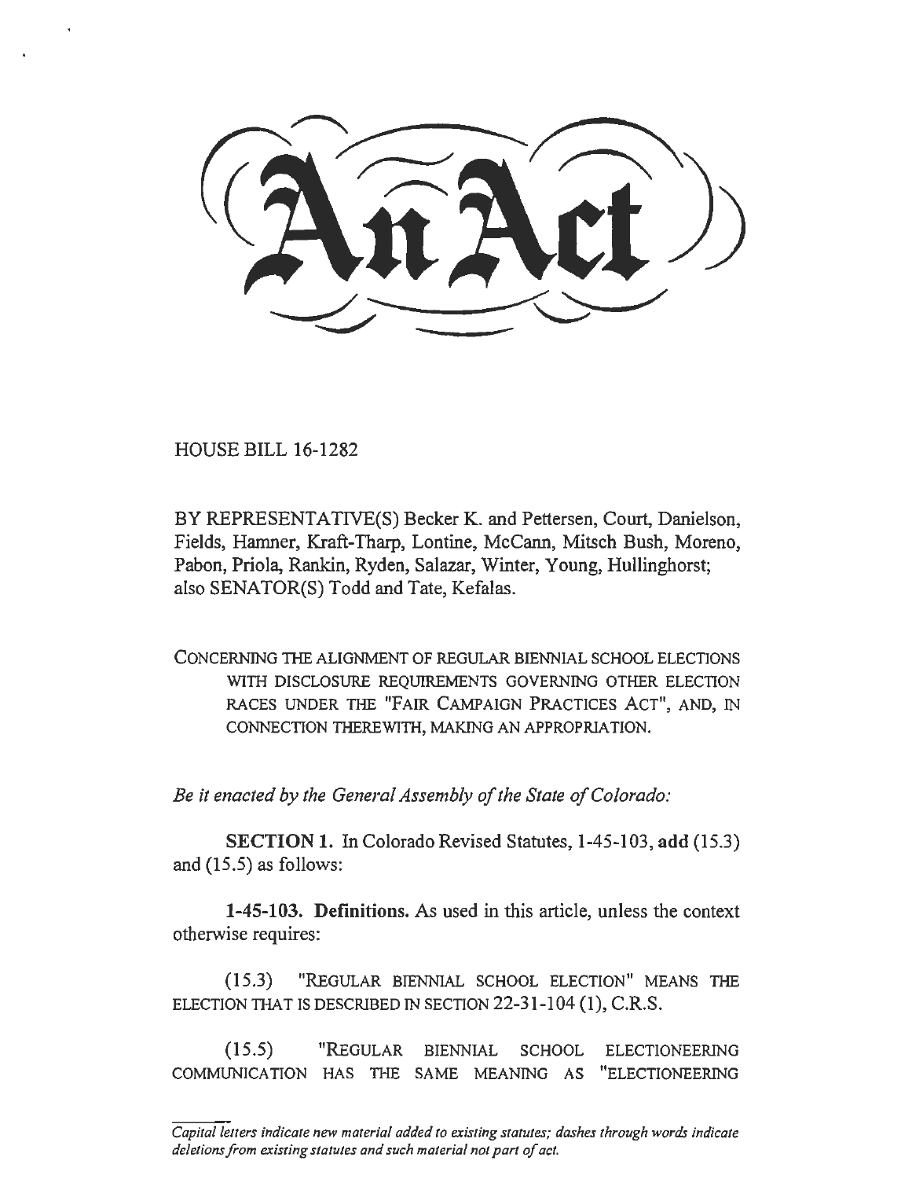# An Act

HOUSE BILL 16-1282

BY REPRESENTATIVE(S) Becker K. and Pettersen, Court, Danielson, Fields, Hamner, Kraft-Tharp, Lontine, McCann, Mitsch Bush, Moreno, Pabon, Priola, Rankin, Ryden, Salazar, Winter, Young, Hullinghorst; also SENATOR(S) Todd and Tate, Kefalas.

CONCERNING THE ALIGNMENT OF REGULAR BIENNIAL SCHOOL ELECTIONS WITH DISCLOSURE REQUIREMENTS GOVERNING OTHER ELECTION RACES UNDER THE "FAIR CAMPAIGN PRACTICES ACT", AND, IN CONNECTION THEREWITH, MAKING AN APPROPRIATION.

*Be it enacted by the General Assembly of the State of Colorado:*

**SECTION 1.** In Colorado Revised Statutes, 1-45-103, **add** (15.3) and (15.5) as follows:

**1-45-103. Definitions.** As used in this article, unless the context otherwise requires:

(15.3) "REGULAR BIENNIAL SCHOOL ELECTION" MEANS THE ELECTION THAT IS DESCRIBED IN SECTION 22-31-104 (1), C.R.S.

(15.5) "REGULAR BIENNIAL SCHOOL ELECTIONEERING COMMUNICATION HAS THE SAME MEANING AS "ELECTIONEERING

*Capital letters indicate new material added to existing statutes; dashes through words indicate deletions from existing statutes and such material not part of act.*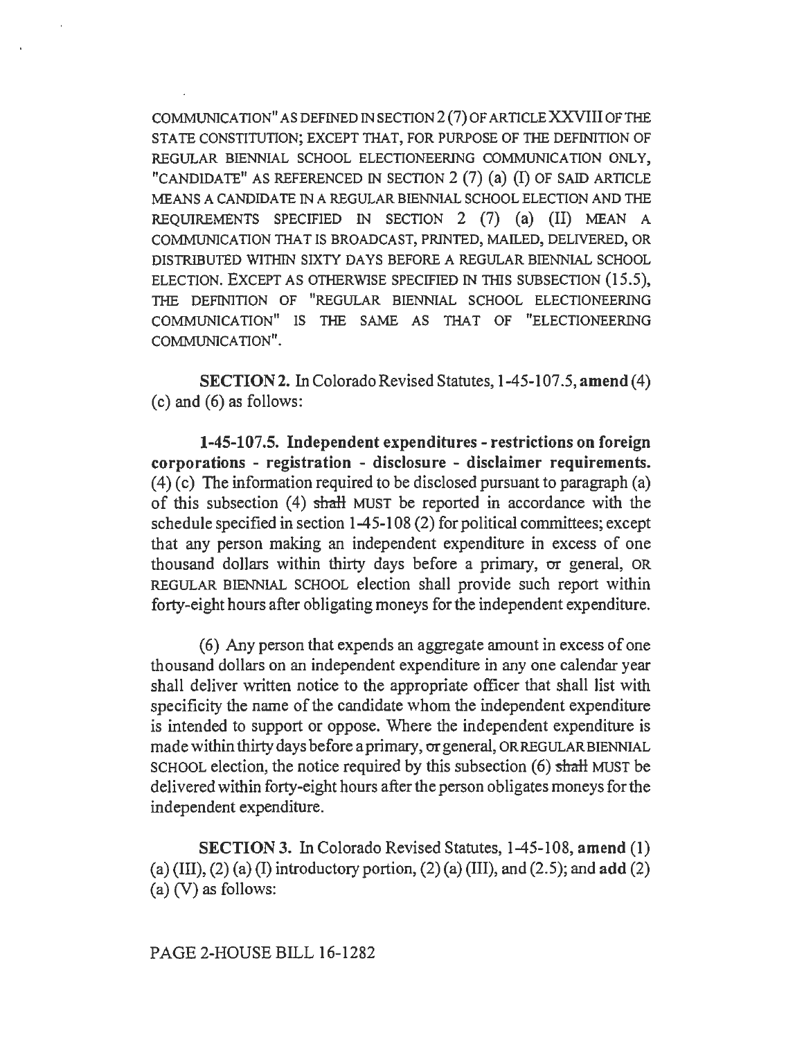COMMUNICATION" AS DEFINED IN SECTION 2 (7) OF ARTICLE XXVIII OF THE STATE CONSTITUTION; EXCEPT THAT, FOR PURPOSE OF THE DEFINITION OF REGULAR BIENNIAL SCHOOL ELECTIONEERING COMMUNICATION ONLY, "CANDIDATE" AS REFERENCED IN SECTION 2 (7) (a) (I) OF SAID ARTICLE MEANS A CANDIDATE IN A REGULAR BIENNIAL SCHOOL ELECTION AND THE REQUIREMENTS SPECIFIED IN SECTION 2 (7) (a) (II) MEAN A COMMUNICATION THAT IS BROADCAST, PRINTED, MAILED, DELIVERED, OR DISTRIBUTED WITHIN SIXTY DAYS BEFORE A REGULAR BIENNIAL SCHOOL ELECTION. EXCEPT AS OTHERWISE SPECIFIED IN THIS SUBSECTION (15.5), THE DEFINITION OF "REGULAR BIENNIAL SCHOOL ELECTIONEERING COMMUNICATION" IS THE SAME AS THAT OF "ELECTIONEERING COMMUNICATION".

**SECTION 2.** In Colorado Revised Statutes, 1-45-107.5, **amend** (4) (c) and (6) as follows:

**1-45-107.5. Independent expenditures - restrictions on foreign corporations - registration - disclosure - disclaimer requirements.** (4) (c) The information required to be disclosed pursuant to paragraph (a) of this subsection (4) ~~shall~~ MUST be reported in accordance with the schedule specified in section 1-45-108 (2) for political committees; except that any person making an independent expenditure in excess of one thousand dollars within thirty days before a primary, ~~or~~ general, OR REGULAR BIENNIAL SCHOOL election shall provide such report within forty-eight hours after obligating moneys for the independent expenditure.

(6) Any person that expends an aggregate amount in excess of one thousand dollars on an independent expenditure in any one calendar year shall deliver written notice to the appropriate officer that shall list with specificity the name of the candidate whom the independent expenditure is intended to support or oppose. Where the independent expenditure is made within thirty days before a primary, ~~or~~ general, OR REGULAR BIENNIAL SCHOOL election, the notice required by this subsection (6) ~~shall~~ MUST be delivered within forty-eight hours after the person obligates moneys for the independent expenditure.

**SECTION 3.** In Colorado Revised Statutes, 1-45-108, **amend** (1) (a) (III), (2) (a) (I) introductory portion, (2) (a) (III), and (2.5); and **add** (2) (a) (V) as follows: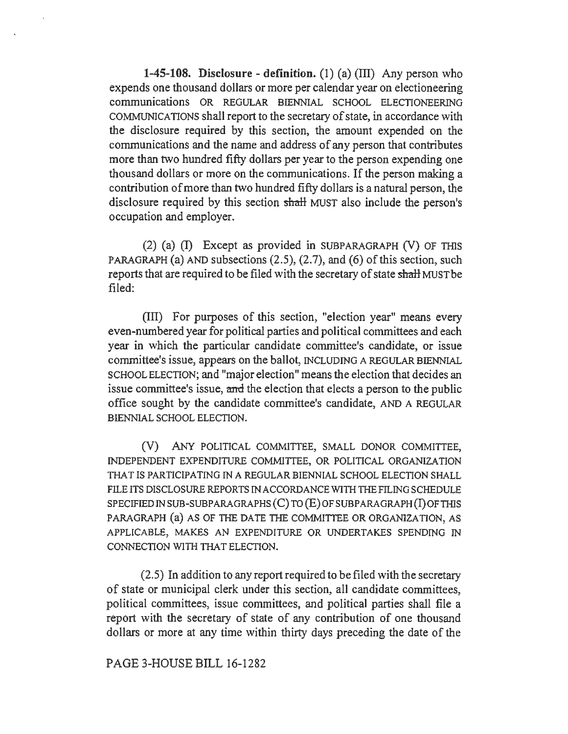**1-45-108. Disclosure - definition.** (1) (a) (III) Any person who expends one thousand dollars or more per calendar year on electioneering communications OR REGULAR BIENNIAL SCHOOL ELECTIONEERING COMMUNICATIONS shall report to the secretary of state, in accordance with the disclosure required by this section, the amount expended on the communications and the name and address of any person that contributes more than two hundred fifty dollars per year to the person expending one thousand dollars or more on the communications. If the person making a contribution of more than two hundred fifty dollars is a natural person, the disclosure required by this section ~~shall~~ MUST also include the person's occupation and employer.

(2) (a) (I) Except as provided in SUBPARAGRAPH (V) OF THIS PARAGRAPH (a) AND subsections (2.5), (2.7), and (6) of this section, such reports that are required to be filed with the secretary of state ~~shall~~ MUST be filed:

(III) For purposes of this section, "election year" means every even-numbered year for political parties and political committees and each year in which the particular candidate committee's candidate, or issue committee's issue, appears on the ballot, INCLUDING A REGULAR BIENNIAL SCHOOL ELECTION; and "major election" means the election that decides an issue committee's issue, ~~and~~ the election that elects a person to the public office sought by the candidate committee's candidate, AND A REGULAR BIENNIAL SCHOOL ELECTION.

(V) ANY POLITICAL COMMITTEE, SMALL DONOR COMMITTEE, INDEPENDENT EXPENDITURE COMMITTEE, OR POLITICAL ORGANIZATION THAT IS PARTICIPATING IN A REGULAR BIENNIAL SCHOOL ELECTION SHALL FILE ITS DISCLOSURE REPORTS IN ACCORDANCE WITH THE FILING SCHEDULE SPECIFIED IN SUB-SUBPARAGRAPHS (C) TO (E) OF SUBPARAGRAPH (I) OF THIS PARAGRAPH (a) AS OF THE DATE THE COMMITTEE OR ORGANIZATION, AS APPLICABLE, MAKES AN EXPENDITURE OR UNDERTAKES SPENDING IN CONNECTION WITH THAT ELECTION.

(2.5) In addition to any report required to be filed with the secretary of state or municipal clerk under this section, all candidate committees, political committees, issue committees, and political parties shall file a report with the secretary of state of any contribution of one thousand dollars or more at any time within thirty days preceding the date of the

PAGE 3-HOUSE BILL 16-1282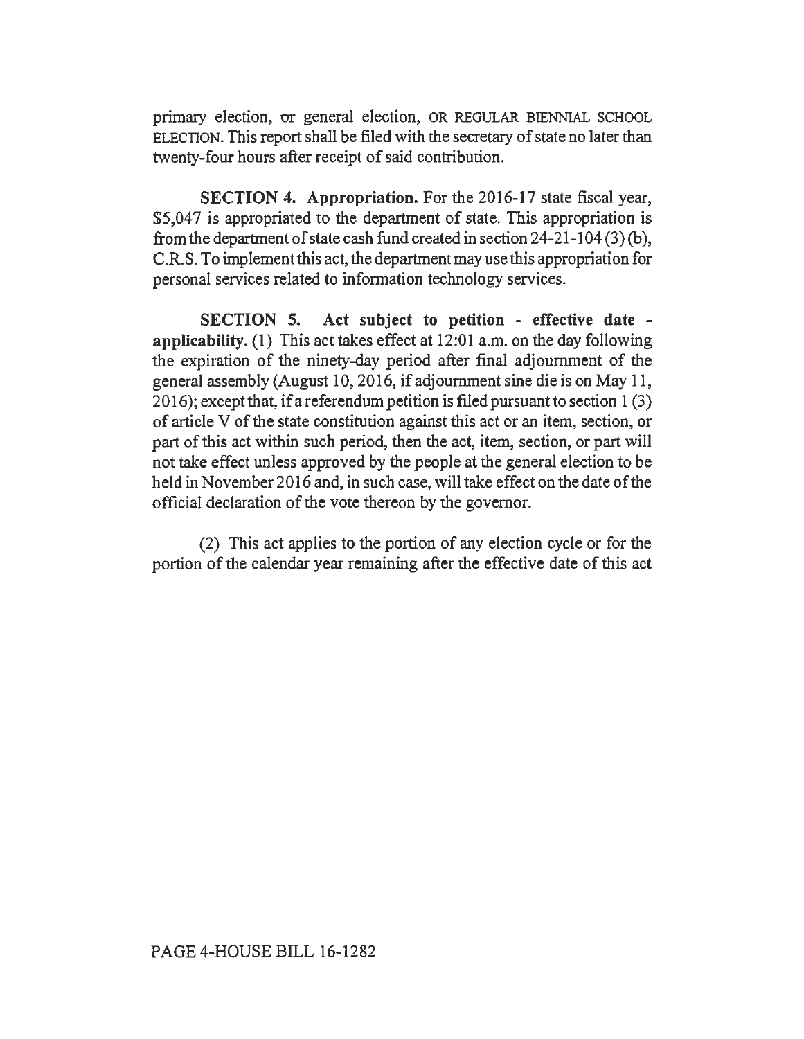primary election, or general election, OR REGULAR BIENNIAL SCHOOL ELECTION. This report shall be filed with the secretary of state no later than twenty-four hours after receipt of said contribution.

**SECTION 4. Appropriation.** For the 2016-17 state fiscal year, $5,047 is appropriated to the department of state. This appropriation is from the department of state cash fund created in section 24-21-104 (3) (b), C.R.S. To implement this act, the department may use this appropriation for personal services related to information technology services.

**SECTION 5. Act subject to petition - effective date - applicability.** (1) This act takes effect at 12:01 a.m. on the day following the expiration of the ninety-day period after final adjournment of the general assembly (August 10, 2016, if adjournment sine die is on May 11, 2016); except that, if a referendum petition is filed pursuant to section 1 (3) of article V of the state constitution against this act or an item, section, or part of this act within such period, then the act, item, section, or part will not take effect unless approved by the people at the general election to be held in November 2016 and, in such case, will take effect on the date of the official declaration of the vote thereon by the governor.

(2) This act applies to the portion of any election cycle or for the portion of the calendar year remaining after the effective date of this act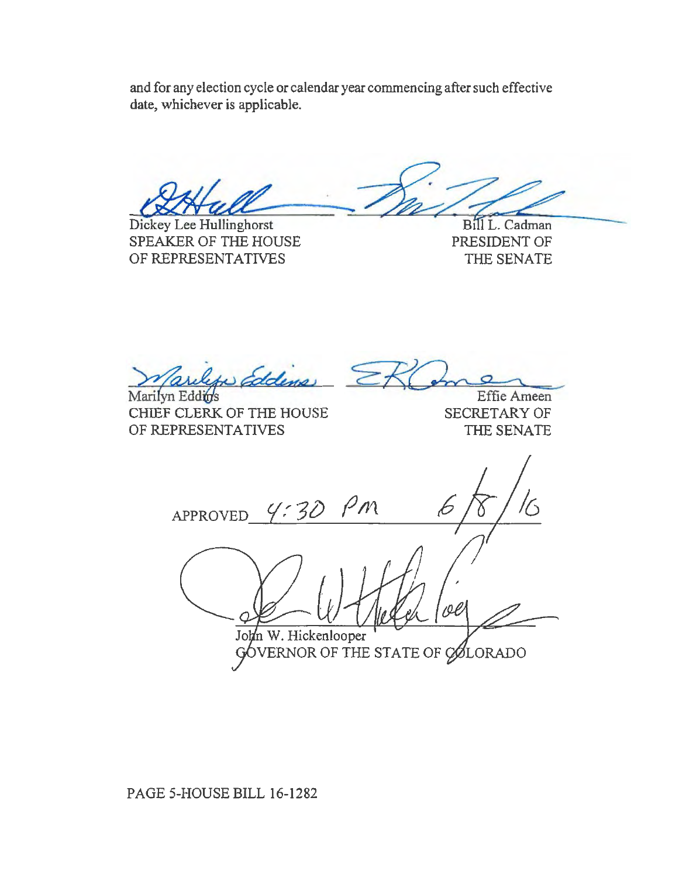and for any election cycle or calendar year commencing after such effective date, whichever is applicable.

Dickey Lee Hullinghorst
SPEAKER OF THE HOUSE
OF REPRESENTATIVES

Bill L. Cadman
PRESIDENT OF
THE SENATE

Marilyn Eddins
CHIEF CLERK OF THE HOUSE
OF REPRESENTATIVES

Effie Ameen
SECRETARY OF
THE SENATE

APPROVED 4:30 PM 6/8/16

John W. Hickenlooper
GOVERNOR OF THE STATE OF COLORADO

PAGE 5-HOUSE BILL 16-1282